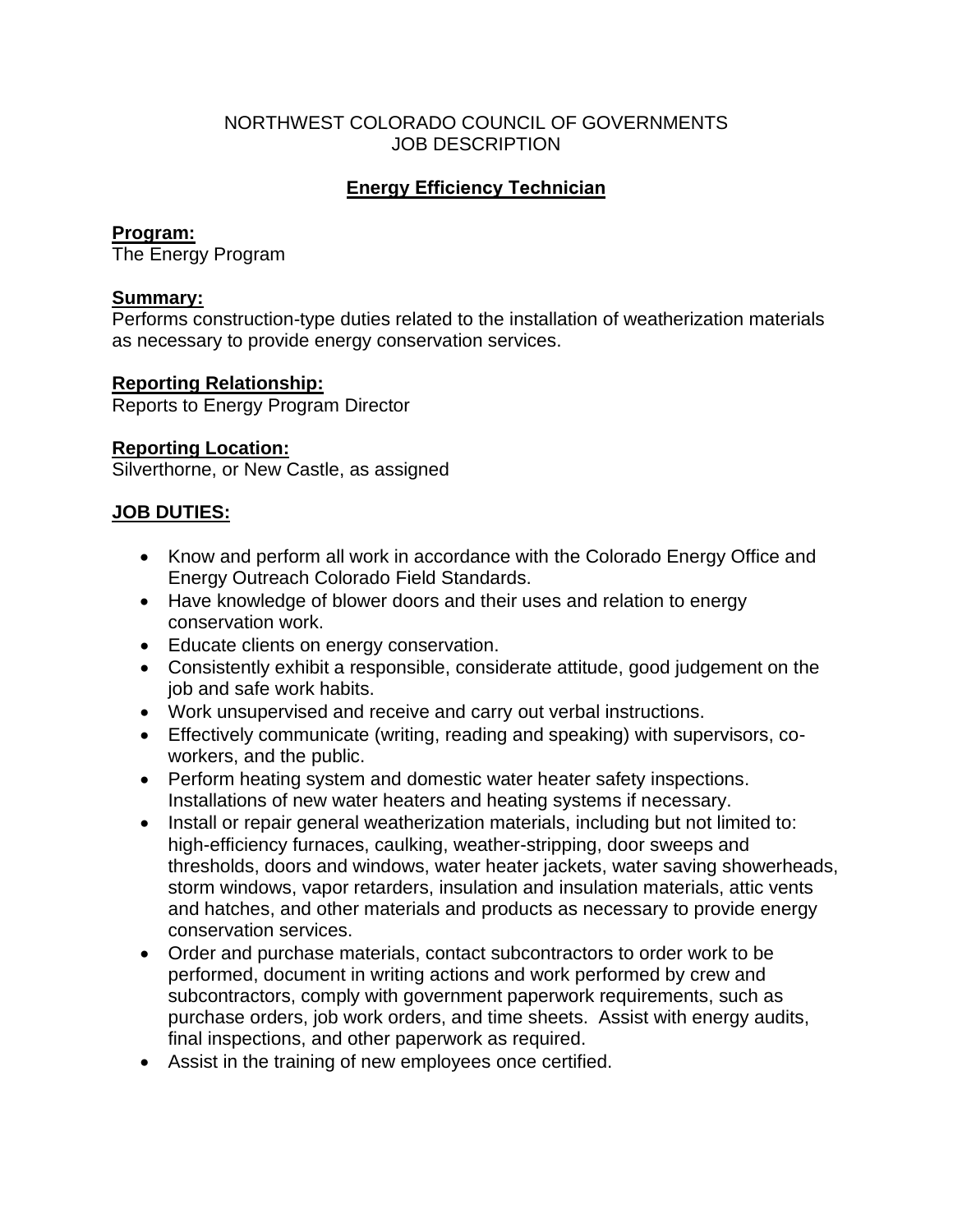NORTHWEST COLORADO COUNCIL OF GOVERNMENTS
JOB DESCRIPTION

# Energy Efficiency Technician

**Program:**
The Energy Program

**Summary:**
Performs construction-type duties related to the installation of weatherization materials as necessary to provide energy conservation services.

**Reporting Relationship:**
Reports to Energy Program Director

**Reporting Location:**
Silverthorne, or New Castle, as assigned

## JOB DUTIES:

- Know and perform all work in accordance with the Colorado Energy Office and Energy Outreach Colorado Field Standards.
- Have knowledge of blower doors and their uses and relation to energy conservation work.
- Educate clients on energy conservation.
- Consistently exhibit a responsible, considerate attitude, good judgement on the job and safe work habits.
- Work unsupervised and receive and carry out verbal instructions.
- Effectively communicate (writing, reading and speaking) with supervisors, co-workers, and the public.
- Perform heating system and domestic water heater safety inspections. Installations of new water heaters and heating systems if necessary.
- Install or repair general weatherization materials, including but not limited to: high-efficiency furnaces, caulking, weather-stripping, door sweeps and thresholds, doors and windows, water heater jackets, water saving showerheads, storm windows, vapor retarders, insulation and insulation materials, attic vents and hatches, and other materials and products as necessary to provide energy conservation services.
- Order and purchase materials, contact subcontractors to order work to be performed, document in writing actions and work performed by crew and subcontractors, comply with government paperwork requirements, such as purchase orders, job work orders, and time sheets. Assist with energy audits, final inspections, and other paperwork as required.
- Assist in the training of new employees once certified.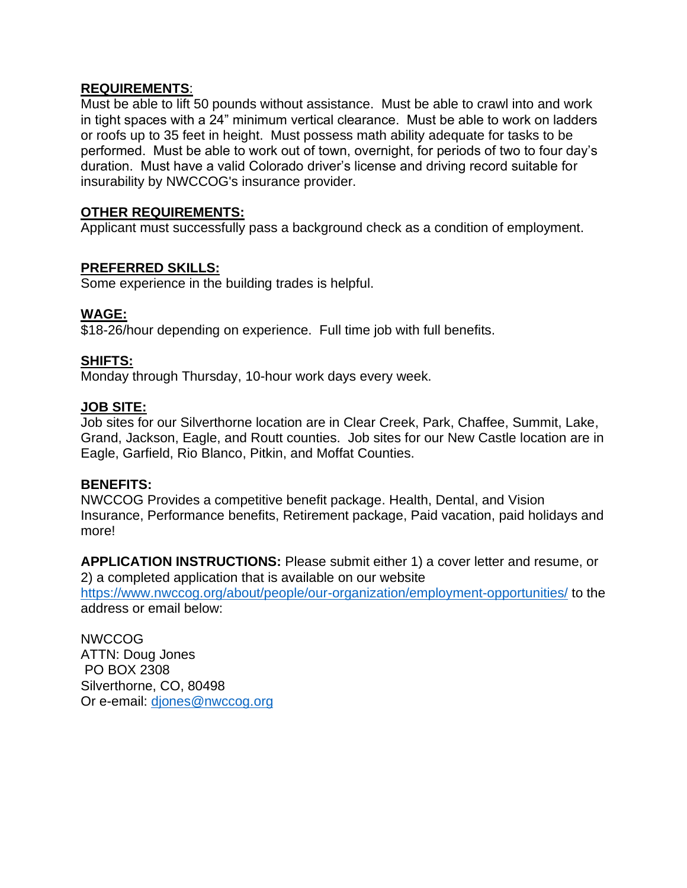**<u>REQUIREMENTS</u>**:
Must be able to lift 50 pounds without assistance. Must be able to crawl into and work in tight spaces with a 24" minimum vertical clearance. Must be able to work on ladders or roofs up to 35 feet in height. Must possess math ability adequate for tasks to be performed. Must be able to work out of town, overnight, for periods of two to four day's duration. Must have a valid Colorado driver's license and driving record suitable for insurability by NWCCOG's insurance provider.

**<u>OTHER REQUIREMENTS:</u>**
Applicant must successfully pass a background check as a condition of employment.

**<u>PREFERRED SKILLS:</u>**
Some experience in the building trades is helpful.

**<u>WAGE:</u>**
$18-26/hour depending on experience. Full time job with full benefits.

**<u>SHIFTS:</u>**
Monday through Thursday, 10-hour work days every week.

**<u>JOB SITE:</u>**
Job sites for our Silverthorne location are in Clear Creek, Park, Chaffee, Summit, Lake, Grand, Jackson, Eagle, and Routt counties. Job sites for our New Castle location are in Eagle, Garfield, Rio Blanco, Pitkin, and Moffat Counties.

**BENEFITS:**
NWCCOG Provides a competitive benefit package. Health, Dental, and Vision Insurance, Performance benefits, Retirement package, Paid vacation, paid holidays and more!

**APPLICATION INSTRUCTIONS:** Please submit either 1) a cover letter and resume, or 2) a completed application that is available on our website https://www.nwccog.org/about/people/our-organization/employment-opportunities/ to the address or email below:

NWCCOG
ATTN: Doug Jones
PO BOX 2308
Silverthorne, CO, 80498
Or e-mail: djones@nwccog.org